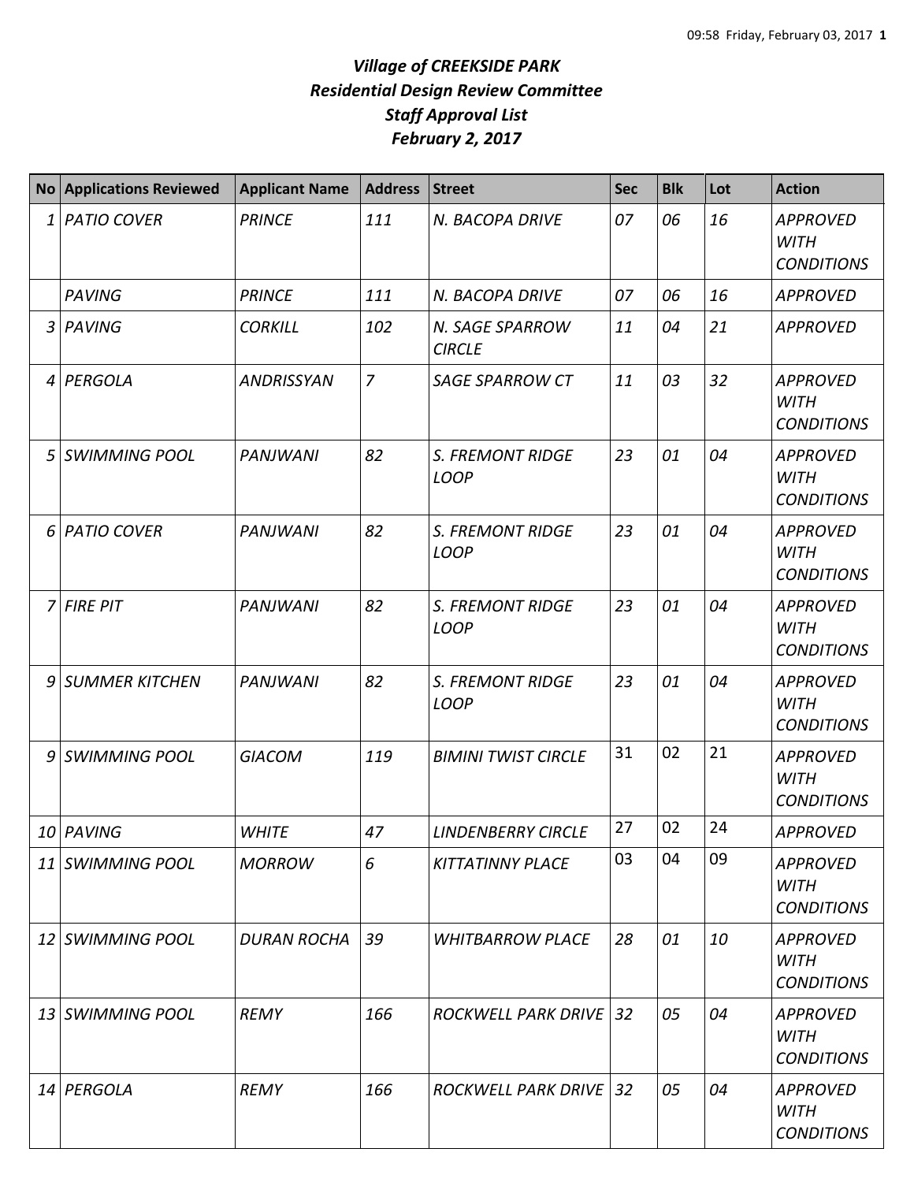# *Village of CREEKSIDE PARK*
## *Residential Design Review Committee*
## *Staff Approval List*
## *February 2, 2017*

| No | Applications Reviewed | Applicant Name | Address | Street | Sec | Blk | Lot | Action |
|---|---|---|---|---|---|---|---|---|
| 1 | *PATIO COVER* | *PRINCE* | *111* | *N. BACOPA DRIVE* | *07* | *06* | *16* | *APPROVED WITH CONDITIONS* |
| | *PAVING* | *PRINCE* | *111* | *N. BACOPA DRIVE* | *07* | *06* | *16* | *APPROVED* |
| 3 | *PAVING* | *CORKILL* | *102* | *N. SAGE SPARROW CIRCLE* | *11* | *04* | *21* | *APPROVED* |
| 4 | *PERGOLA* | *ANDRISSYAN* | *7* | *SAGE SPARROW CT* | *11* | *03* | *32* | *APPROVED WITH CONDITIONS* |
| 5 | *SWIMMING POOL* | *PANJWANI* | *82* | *S. FREMONT RIDGE LOOP* | *23* | *01* | *04* | *APPROVED WITH CONDITIONS* |
| 6 | *PATIO COVER* | *PANJWANI* | *82* | *S. FREMONT RIDGE LOOP* | *23* | *01* | *04* | *APPROVED WITH CONDITIONS* |
| 7 | *FIRE PIT* | *PANJWANI* | *82* | *S. FREMONT RIDGE LOOP* | *23* | *01* | *04* | *APPROVED WITH CONDITIONS* |
| 9 | *SUMMER KITCHEN* | *PANJWANI* | *82* | *S. FREMONT RIDGE LOOP* | *23* | *01* | *04* | *APPROVED WITH CONDITIONS* |
| 9 | *SWIMMING POOL* | *GIACOM* | *119* | *BIMINI TWIST CIRCLE* | 31 | 02 | 21 | *APPROVED WITH CONDITIONS* |
| 10 | *PAVING* | *WHITE* | *47* | *LINDENBERRY CIRCLE* | 27 | 02 | 24 | *APPROVED* |
| 11 | *SWIMMING POOL* | *MORROW* | *6* | *KITTATINNY PLACE* | 03 | 04 | 09 | *APPROVED WITH CONDITIONS* |
| 12 | *SWIMMING POOL* | *DURAN ROCHA* | *39* | *WHITBARROW PLACE* | *28* | *01* | *10* | *APPROVED WITH CONDITIONS* |
| 13 | *SWIMMING POOL* | *REMY* | *166* | *ROCKWELL PARK DRIVE* | *32* | *05* | *04* | *APPROVED WITH CONDITIONS* |
| 14 | *PERGOLA* | *REMY* | *166* | *ROCKWELL PARK DRIVE* | *32* | *05* | *04* | *APPROVED WITH CONDITIONS* |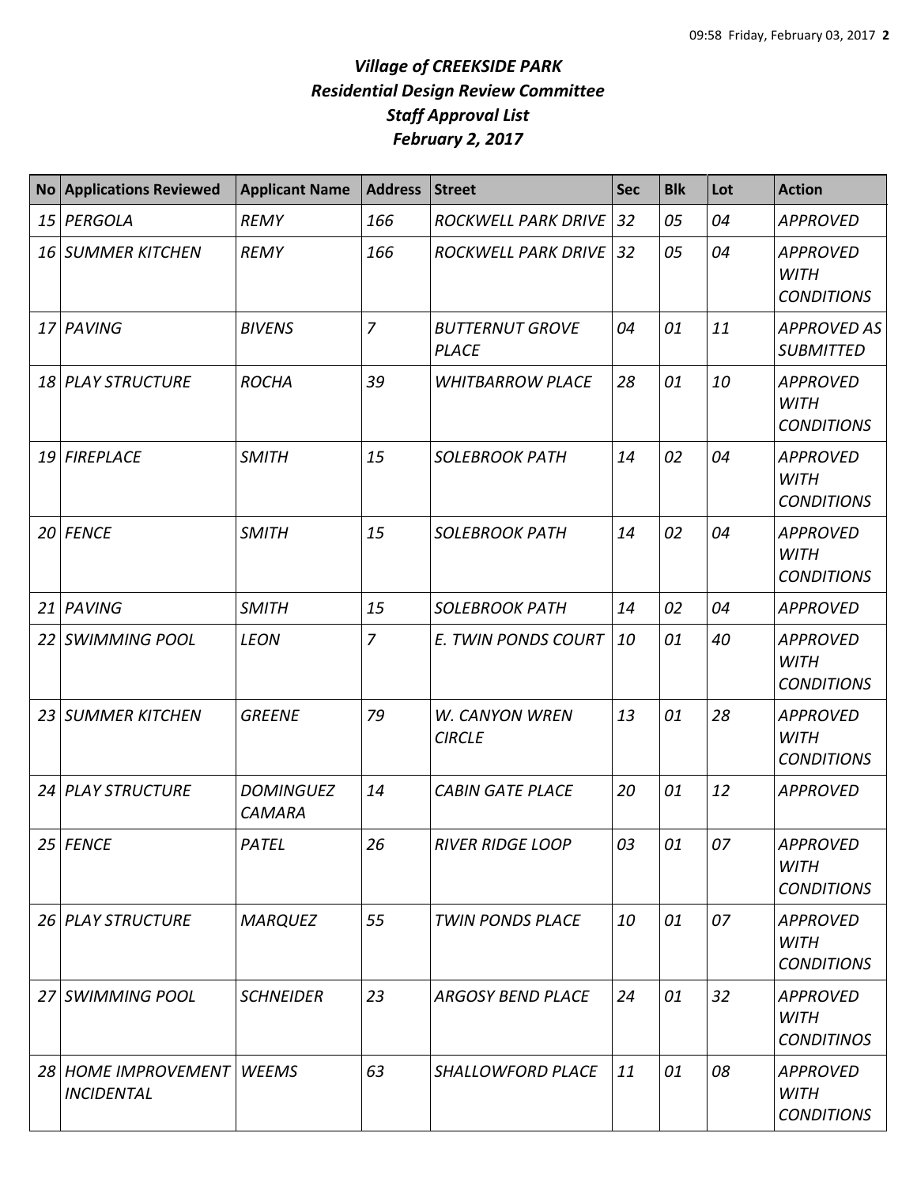# *Village of CREEKSIDE PARK*
## *Residential Design Review Committee*
## *Staff Approval List*
## *February 2, 2017*

| No | Applications Reviewed | Applicant Name | Address | Street | Sec | Blk | Lot | Action |
|---|---|---|---|---|---|---|---|---|
| 15 | PERGOLA | REMY | 166 | ROCKWELL PARK DRIVE | 32 | 05 | 04 | APPROVED |
| 16 | SUMMER KITCHEN | REMY | 166 | ROCKWELL PARK DRIVE | 32 | 05 | 04 | APPROVED WITH CONDITIONS |
| 17 | PAVING | BIVENS | 7 | BUTTERNUT GROVE PLACE | 04 | 01 | 11 | APPROVED AS SUBMITTED |
| 18 | PLAY STRUCTURE | ROCHA | 39 | WHITBARROW PLACE | 28 | 01 | 10 | APPROVED WITH CONDITIONS |
| 19 | FIREPLACE | SMITH | 15 | SOLEBROOK PATH | 14 | 02 | 04 | APPROVED WITH CONDITIONS |
| 20 | FENCE | SMITH | 15 | SOLEBROOK PATH | 14 | 02 | 04 | APPROVED WITH CONDITIONS |
| 21 | PAVING | SMITH | 15 | SOLEBROOK PATH | 14 | 02 | 04 | APPROVED |
| 22 | SWIMMING POOL | LEON | 7 | E. TWIN PONDS COURT | 10 | 01 | 40 | APPROVED WITH CONDITIONS |
| 23 | SUMMER KITCHEN | GREENE | 79 | W. CANYON WREN CIRCLE | 13 | 01 | 28 | APPROVED WITH CONDITIONS |
| 24 | PLAY STRUCTURE | DOMINGUEZ CAMARA | 14 | CABIN GATE PLACE | 20 | 01 | 12 | APPROVED |
| 25 | FENCE | PATEL | 26 | RIVER RIDGE LOOP | 03 | 01 | 07 | APPROVED WITH CONDITIONS |
| 26 | PLAY STRUCTURE | MARQUEZ | 55 | TWIN PONDS PLACE | 10 | 01 | 07 | APPROVED WITH CONDITIONS |
| 27 | SWIMMING POOL | SCHNEIDER | 23 | ARGOSY BEND PLACE | 24 | 01 | 32 | APPROVED WITH CONDITINOS |
| 28 | HOME IMPROVEMENT INCIDENTAL | WEEMS | 63 | SHALLOWFORD PLACE | 11 | 01 | 08 | APPROVED WITH CONDITIONS |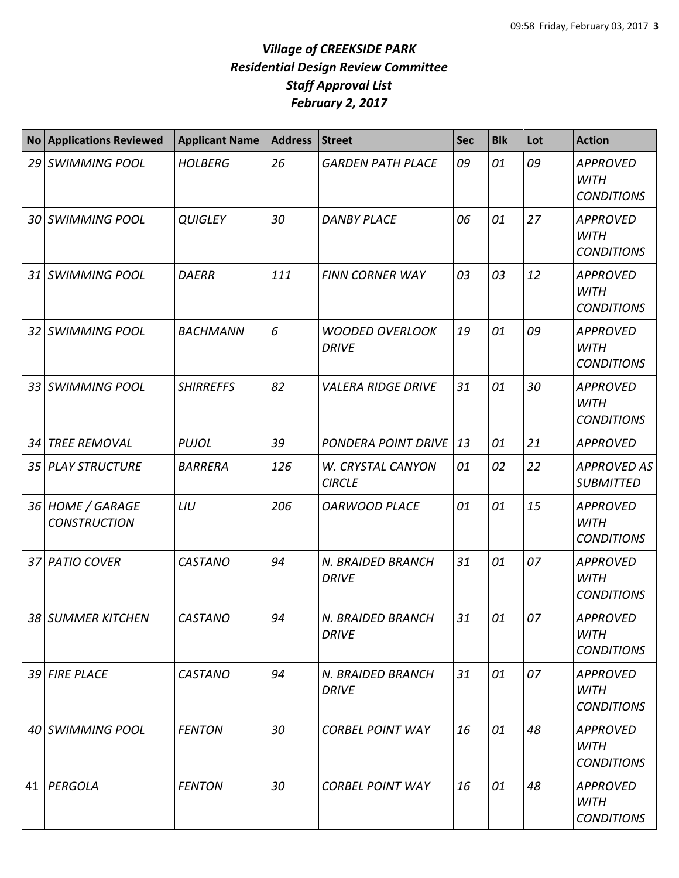# *Village of CREEKSIDE PARK*
## *Residential Design Review Committee*
## *Staff Approval List*
## *February 2, 2017*

| No | Applications Reviewed | Applicant Name | Address | Street | Sec | Blk | Lot | Action |
|---|---|---|---|---|---|---|---|---|
| 29 | SWIMMING POOL | HOLBERG | 26 | GARDEN PATH PLACE | 09 | 01 | 09 | APPROVED WITH CONDITIONS |
| 30 | SWIMMING POOL | QUIGLEY | 30 | DANBY PLACE | 06 | 01 | 27 | APPROVED WITH CONDITIONS |
| 31 | SWIMMING POOL | DAERR | 111 | FINN CORNER WAY | 03 | 03 | 12 | APPROVED WITH CONDITIONS |
| 32 | SWIMMING POOL | BACHMANN | 6 | WOODED OVERLOOK DRIVE | 19 | 01 | 09 | APPROVED WITH CONDITIONS |
| 33 | SWIMMING POOL | SHIRREFFS | 82 | VALERA RIDGE DRIVE | 31 | 01 | 30 | APPROVED WITH CONDITIONS |
| 34 | TREE REMOVAL | PUJOL | 39 | PONDERA POINT DRIVE | 13 | 01 | 21 | APPROVED |
| 35 | PLAY STRUCTURE | BARRERA | 126 | W. CRYSTAL CANYON CIRCLE | 01 | 02 | 22 | APPROVED AS SUBMITTED |
| 36 | HOME / GARAGE CONSTRUCTION | LIU | 206 | OARWOOD PLACE | 01 | 01 | 15 | APPROVED WITH CONDITIONS |
| 37 | PATIO COVER | CASTANO | 94 | N. BRAIDED BRANCH DRIVE | 31 | 01 | 07 | APPROVED WITH CONDITIONS |
| 38 | SUMMER KITCHEN | CASTANO | 94 | N. BRAIDED BRANCH DRIVE | 31 | 01 | 07 | APPROVED WITH CONDITIONS |
| 39 | FIRE PLACE | CASTANO | 94 | N. BRAIDED BRANCH DRIVE | 31 | 01 | 07 | APPROVED WITH CONDITIONS |
| 40 | SWIMMING POOL | FENTON | 30 | CORBEL POINT WAY | 16 | 01 | 48 | APPROVED WITH CONDITIONS |
| 41 | PERGOLA | FENTON | 30 | CORBEL POINT WAY | 16 | 01 | 48 | APPROVED WITH CONDITIONS |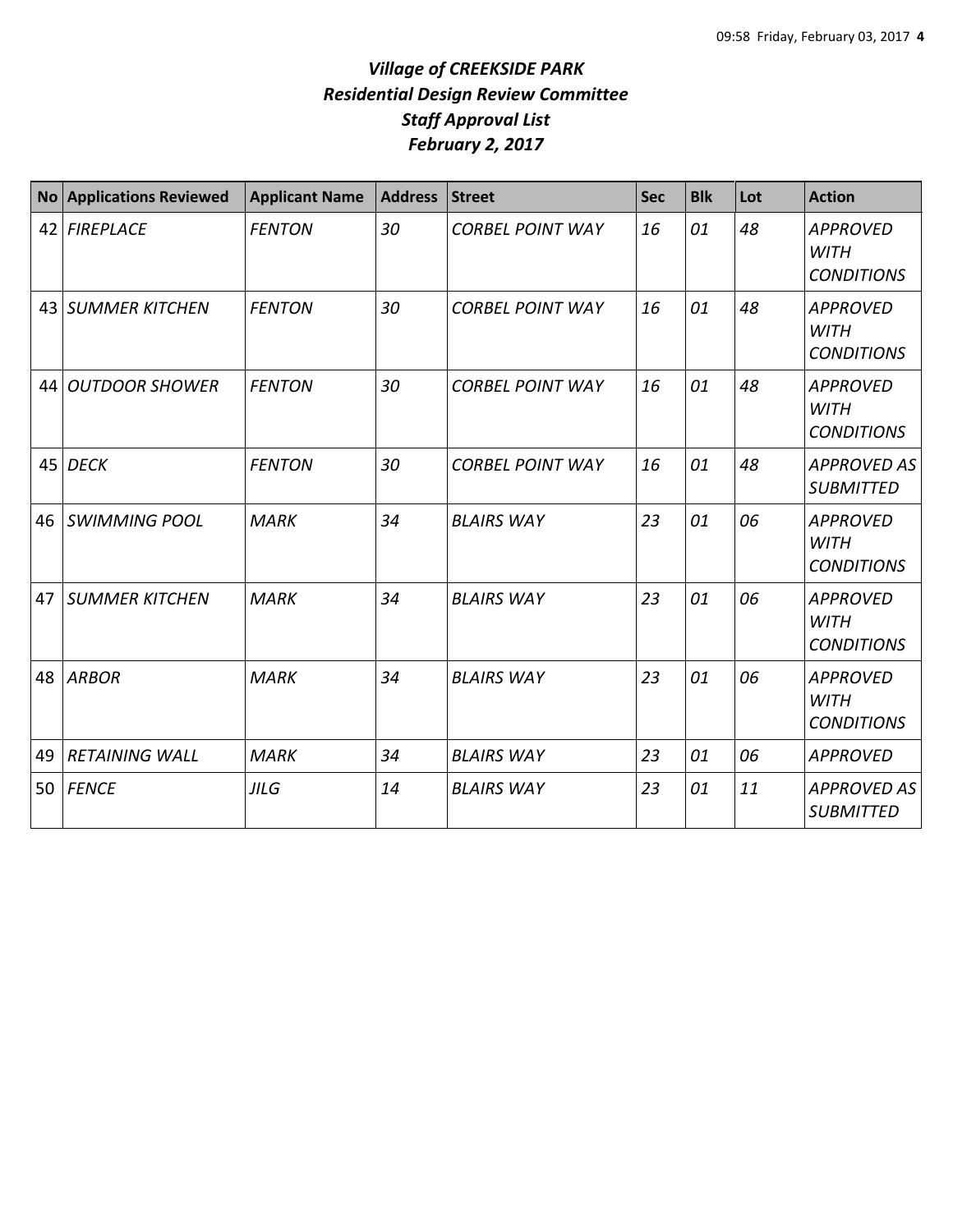# *Village of CREEKSIDE PARK*
## *Residential Design Review Committee*
## *Staff Approval List*
## *February 2, 2017*

| No | Applications Reviewed | Applicant Name | Address | Street | Sec | Blk | Lot | Action |
|---|---|---|---|---|---|---|---|---|
| 42 | *FIREPLACE* | *FENTON* | *30* | *CORBEL POINT WAY* | *16* | *01* | *48* | *APPROVED WITH CONDITIONS* |
| 43 | *SUMMER KITCHEN* | *FENTON* | *30* | *CORBEL POINT WAY* | *16* | *01* | *48* | *APPROVED WITH CONDITIONS* |
| 44 | *OUTDOOR SHOWER* | *FENTON* | *30* | *CORBEL POINT WAY* | *16* | *01* | *48* | *APPROVED WITH CONDITIONS* |
| 45 | *DECK* | *FENTON* | *30* | *CORBEL POINT WAY* | *16* | *01* | *48* | *APPROVED AS SUBMITTED* |
| 46 | *SWIMMING POOL* | *MARK* | *34* | *BLAIRS WAY* | *23* | *01* | *06* | *APPROVED WITH CONDITIONS* |
| 47 | *SUMMER KITCHEN* | *MARK* | *34* | *BLAIRS WAY* | *23* | *01* | *06* | *APPROVED WITH CONDITIONS* |
| 48 | *ARBOR* | *MARK* | *34* | *BLAIRS WAY* | *23* | *01* | *06* | *APPROVED WITH CONDITIONS* |
| 49 | *RETAINING WALL* | *MARK* | *34* | *BLAIRS WAY* | *23* | *01* | *06* | *APPROVED* |
| 50 | *FENCE* | *JILG* | *14* | *BLAIRS WAY* | *23* | *01* | *11* | *APPROVED AS SUBMITTED* |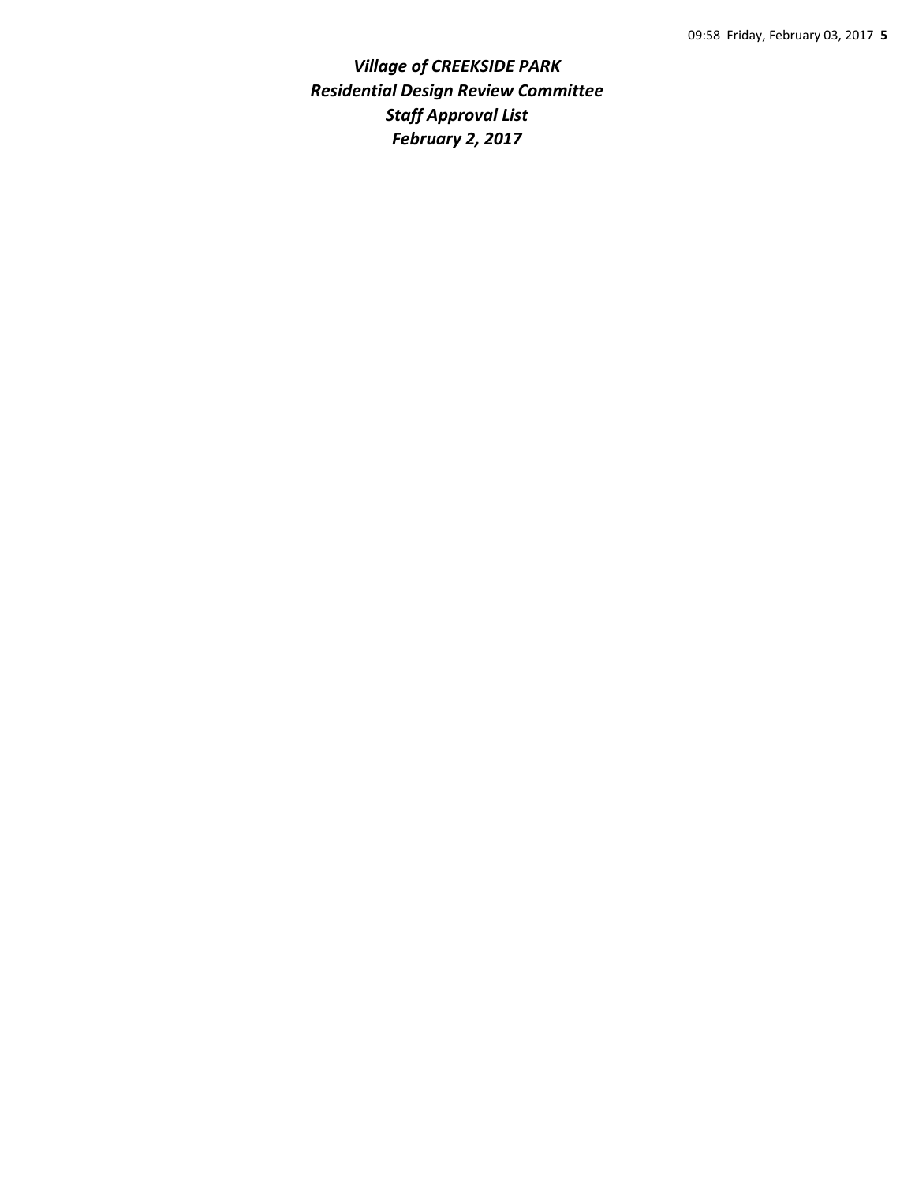***Village of CREEKSIDE PARK***
***Residential Design Review Committee***
***Staff Approval List***
***February 2, 2017***